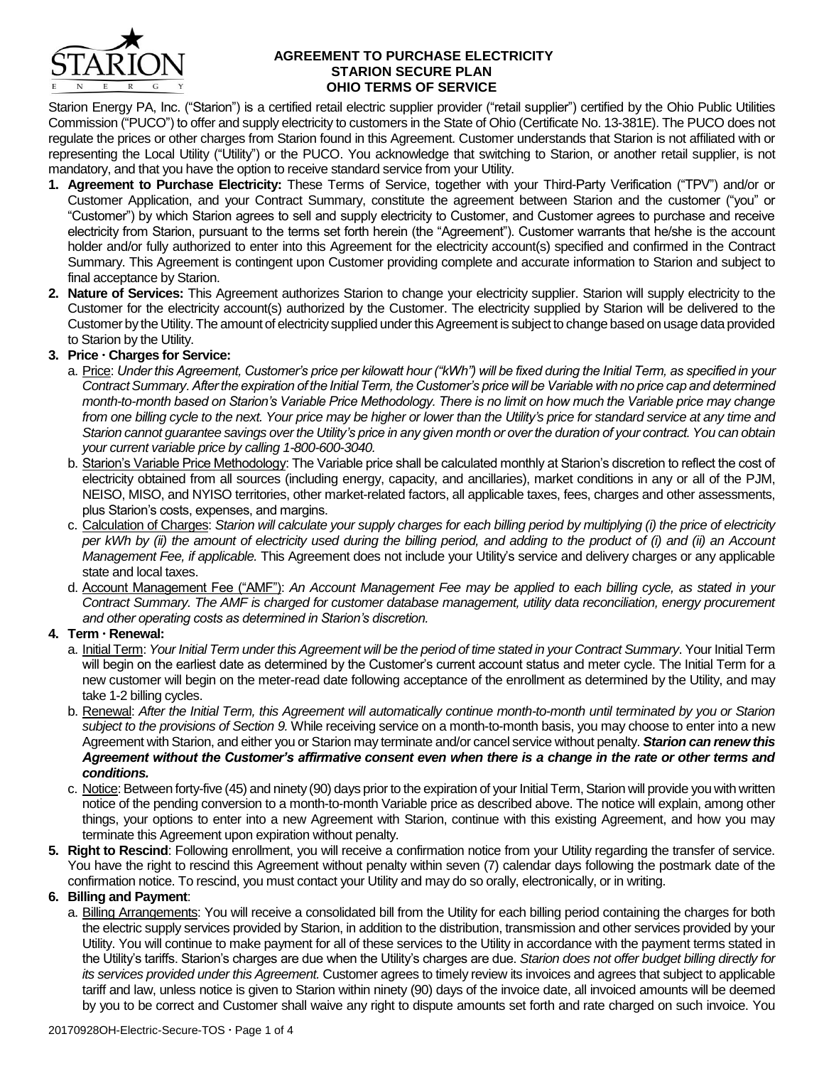# AGREEMENT TO PURCHASE ELECTRICITY
## STARION SECURE PLAN
## OHIO TERMS OF SERVICE

Starion Energy PA, Inc. ("Starion") is a certified retail electric supplier provider ("retail supplier") certified by the Ohio Public Utilities Commission ("PUCO") to offer and supply electricity to customers in the State of Ohio (Certificate No. 13-381E). The PUCO does not regulate the prices or other charges from Starion found in this Agreement. Customer understands that Starion is not affiliated with or representing the Local Utility ("Utility") or the PUCO. You acknowledge that switching to Starion, or another retail supplier, is not mandatory, and that you have the option to receive standard service from your Utility.

1. **Agreement to Purchase Electricity:** These Terms of Service, together with your Third-Party Verification ("TPV") and/or or Customer Application, and your Contract Summary, constitute the agreement between Starion and the customer ("you" or "Customer") by which Starion agrees to sell and supply electricity to Customer, and Customer agrees to purchase and receive electricity from Starion, pursuant to the terms set forth herein (the "Agreement"). Customer warrants that he/she is the account holder and/or fully authorized to enter into this Agreement for the electricity account(s) specified and confirmed in the Contract Summary. This Agreement is contingent upon Customer providing complete and accurate information to Starion and subject to final acceptance by Starion.
2. **Nature of Services:** This Agreement authorizes Starion to change your electricity supplier. Starion will supply electricity to the Customer for the electricity account(s) authorized by the Customer. The electricity supplied by Starion will be delivered to the Customer by the Utility. The amount of electricity supplied under this Agreement is subject to change based on usage data provided to Starion by the Utility.
3. **Price · Charges for Service:**
   a. <u>Price</u>: *Under this Agreement, Customer's price per kilowatt hour ("kWh") will be fixed during the Initial Term, as specified in your Contract Summary. After the expiration of the Initial Term, the Customer's price will be Variable with no price cap and determined month-to-month based on Starion's Variable Price Methodology. There is no limit on how much the Variable price may change from one billing cycle to the next. Your price may be higher or lower than the Utility's price for standard service at any time and Starion cannot guarantee savings over the Utility's price in any given month or over the duration of your contract. You can obtain your current variable price by calling 1-800-600-3040.*
   
   b. <u>Starion's Variable Price Methodology</u>: The Variable price shall be calculated monthly at Starion's discretion to reflect the cost of electricity obtained from all sources (including energy, capacity, and ancillaries), market conditions in any or all of the PJM, NEISO, MISO, and NYISO territories, other market-related factors, all applicable taxes, fees, charges and other assessments, plus Starion's costs, expenses, and margins.
   
   c. <u>Calculation of Charges</u>: *Starion will calculate your supply charges for each billing period by multiplying (i) the price of electricity per kWh by (ii) the amount of electricity used during the billing period, and adding to the product of (i) and (ii) an Account Management Fee, if applicable.* This Agreement does not include your Utility's service and delivery charges or any applicable state and local taxes.
   
   d. <u>Account Management Fee ("AMF")</u>: *An Account Management Fee may be applied to each billing cycle, as stated in your Contract Summary. The AMF is charged for customer database management, utility data reconciliation, energy procurement and other operating costs as determined in Starion's discretion.*
4. **Term · Renewal:**
   a. <u>Initial Term</u>: *Your Initial Term under this Agreement will be the period of time stated in your Contract Summary*. Your Initial Term will begin on the earliest date as determined by the Customer's current account status and meter cycle. The Initial Term for a new customer will begin on the meter-read date following acceptance of the enrollment as determined by the Utility, and may take 1-2 billing cycles.
   
   b. <u>Renewal</u>: *After the Initial Term, this Agreement will automatically continue month-to-month until terminated by you or Starion subject to the provisions of Section 9.* While receiving service on a month-to-month basis, you may choose to enter into a new Agreement with Starion, and either you or Starion may terminate and/or cancel service without penalty. ***Starion can renew this Agreement without the Customer's affirmative consent even when there is a change in the rate or other terms and conditions.***
   
   c. <u>Notice</u>: Between forty-five (45) and ninety (90) days prior to the expiration of your Initial Term, Starion will provide you with written notice of the pending conversion to a month-to-month Variable price as described above. The notice will explain, among other things, your options to enter into a new Agreement with Starion, continue with this existing Agreement, and how you may terminate this Agreement upon expiration without penalty.
5. **Right to Rescind**: Following enrollment, you will receive a confirmation notice from your Utility regarding the transfer of service. You have the right to rescind this Agreement without penalty within seven (7) calendar days following the postmark date of the confirmation notice. To rescind, you must contact your Utility and may do so orally, electronically, or in writing.
6. **Billing and Payment**:
   a. <u>Billing Arrangements</u>: You will receive a consolidated bill from the Utility for each billing period containing the charges for both the electric supply services provided by Starion, in addition to the distribution, transmission and other services provided by your Utility. You will continue to make payment for all of these services to the Utility in accordance with the payment terms stated in the Utility's tariffs. Starion's charges are due when the Utility's charges are due. *Starion does not offer budget billing directly for its services provided under this Agreement.* Customer agrees to timely review its invoices and agrees that subject to applicable tariff and law, unless notice is given to Starion within ninety (90) days of the invoice date, all invoiced amounts will be deemed by you to be correct and Customer shall waive any right to dispute amounts set forth and rate charged on such invoice. You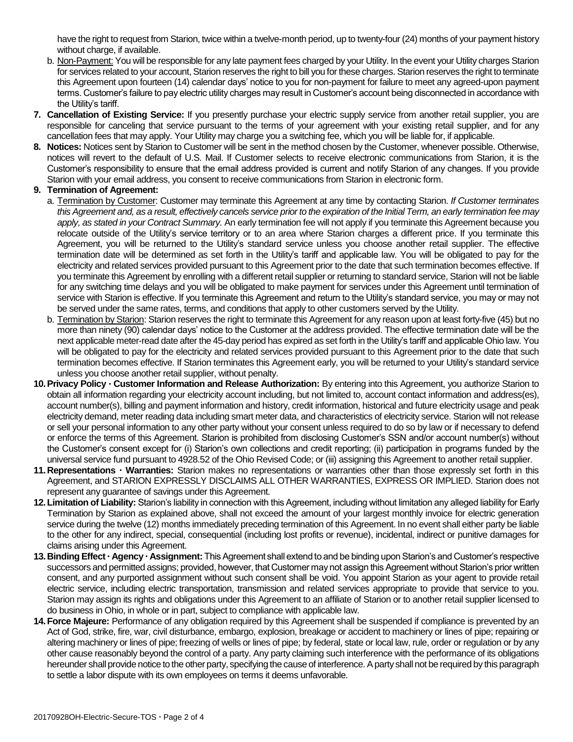have the right to request from Starion, twice within a twelve-month period, up to twenty-four (24) months of your payment history without charge, if available.

b. Non-Payment: You will be responsible for any late payment fees charged by your Utility. In the event your Utility charges Starion for services related to your account, Starion reserves the right to bill you for these charges. Starion reserves the right to terminate this Agreement upon fourteen (14) calendar days' notice to you for non-payment for failure to meet any agreed-upon payment terms. Customer's failure to pay electric utility charges may result in Customer's account being disconnected in accordance with the Utility's tariff.

7. **Cancellation of Existing Service:** If you presently purchase your electric supply service from another retail supplier, you are responsible for canceling that service pursuant to the terms of your agreement with your existing retail supplier, and for any cancellation fees that may apply. Your Utility may charge you a switching fee, which you will be liable for, if applicable.

8. **Notices:** Notices sent by Starion to Customer will be sent in the method chosen by the Customer, whenever possible. Otherwise, notices will revert to the default of U.S. Mail. If Customer selects to receive electronic communications from Starion, it is the Customer's responsibility to ensure that the email address provided is current and notify Starion of any changes. If you provide Starion with your email address, you consent to receive communications from Starion in electronic form.

9. **Termination of Agreement:**

   a. Termination by Customer: Customer may terminate this Agreement at any time by contacting Starion. *If Customer terminates this Agreement and, as a result, effectively cancels service prior to the expiration of the Initial Term, an early termination fee may apply, as stated in your Contract Summary.* An early termination fee will not apply if you terminate this Agreement because you relocate outside of the Utility's service territory or to an area where Starion charges a different price. If you terminate this Agreement, you will be returned to the Utility's standard service unless you choose another retail supplier. The effective termination date will be determined as set forth in the Utility's tariff and applicable law. You will be obligated to pay for the electricity and related services provided pursuant to this Agreement prior to the date that such termination becomes effective. If you terminate this Agreement by enrolling with a different retail supplier or returning to standard service, Starion will not be liable for any switching time delays and you will be obligated to make payment for services under this Agreement until termination of service with Starion is effective. If you terminate this Agreement and return to the Utility's standard service, you may or may not be served under the same rates, terms, and conditions that apply to other customers served by the Utility.

   b. Termination by Starion: Starion reserves the right to terminate this Agreement for any reason upon at least forty-five (45) but no more than ninety (90) calendar days' notice to the Customer at the address provided. The effective termination date will be the next applicable meter-read date after the 45-day period has expired as set forth in the Utility's tariff and applicable Ohio law. You will be obligated to pay for the electricity and related services provided pursuant to this Agreement prior to the date that such termination becomes effective. If Starion terminates this Agreement early, you will be returned to your Utility's standard service unless you choose another retail supplier, without penalty.

10. **Privacy Policy · Customer Information and Release Authorization:** By entering into this Agreement, you authorize Starion to obtain all information regarding your electricity account including, but not limited to, account contact information and address(es), account number(s), billing and payment information and history, credit information, historical and future electricity usage and peak electricity demand, meter reading data including smart meter data, and characteristics of electricity service. Starion will not release or sell your personal information to any other party without your consent unless required to do so by law or if necessary to defend or enforce the terms of this Agreement. Starion is prohibited from disclosing Customer's SSN and/or account number(s) without the Customer's consent except for (i) Starion's own collections and credit reporting; (ii) participation in programs funded by the universal service fund pursuant to 4928.52 of the Ohio Revised Code; or (iii) assigning this Agreement to another retail supplier.

11. **Representations · Warranties:** Starion makes no representations or warranties other than those expressly set forth in this Agreement, and STARION EXPRESSLY DISCLAIMS ALL OTHER WARRANTIES, EXPRESS OR IMPLIED. Starion does not represent any guarantee of savings under this Agreement.

12. **Limitation of Liability:** Starion's liability in connection with this Agreement, including without limitation any alleged liability for Early Termination by Starion as explained above, shall not exceed the amount of your largest monthly invoice for electric generation service during the twelve (12) months immediately preceding termination of this Agreement. In no event shall either party be liable to the other for any indirect, special, consequential (including lost profits or revenue), incidental, indirect or punitive damages for claims arising under this Agreement.

13. **Binding Effect · Agency · Assignment:** This Agreement shall extend to and be binding upon Starion's and Customer's respective successors and permitted assigns; provided, however, that Customer may not assign this Agreement without Starion's prior written consent, and any purported assignment without such consent shall be void. You appoint Starion as your agent to provide retail electric service, including electric transportation, transmission and related services appropriate to provide that service to you. Starion may assign its rights and obligations under this Agreement to an affiliate of Starion or to another retail supplier licensed to do business in Ohio, in whole or in part, subject to compliance with applicable law.

14. **Force Majeure:** Performance of any obligation required by this Agreement shall be suspended if compliance is prevented by an Act of God, strike, fire, war, civil disturbance, embargo, explosion, breakage or accident to machinery or lines of pipe; repairing or altering machinery or lines of pipe; freezing of wells or lines of pipe; by federal, state or local law, rule, order or regulation or by any other cause reasonably beyond the control of a party. Any party claiming such interference with the performance of its obligations hereunder shall provide notice to the other party, specifying the cause of interference. A party shall not be required by this paragraph to settle a labor dispute with its own employees on terms it deems unfavorable.

20170928OH-Electric-Secure-TOS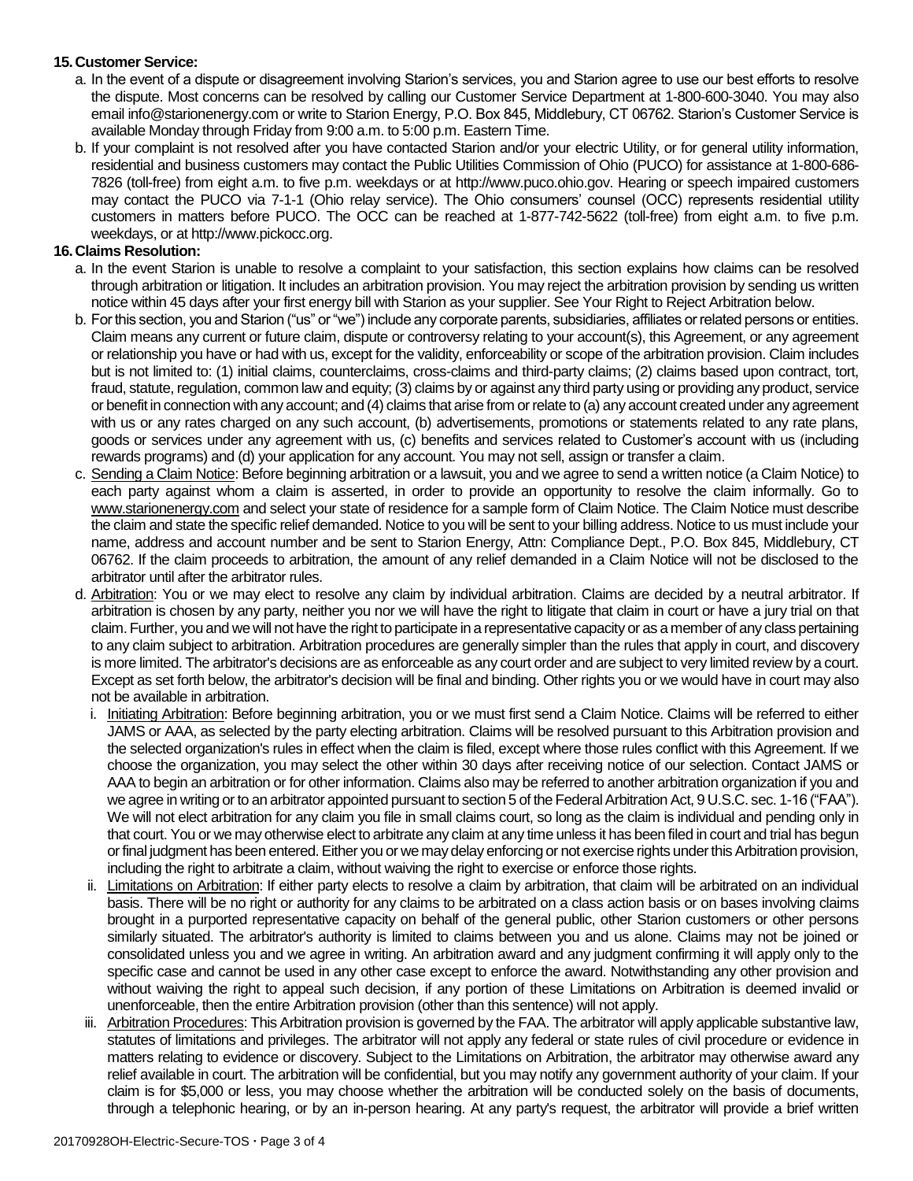**15. Customer Service:**

a. In the event of a dispute or disagreement involving Starion's services, you and Starion agree to use our best efforts to resolve the dispute. Most concerns can be resolved by calling our Customer Service Department at 1-800-600-3040. You may also email info@starionenergy.com or write to Starion Energy, P.O. Box 845, Middlebury, CT 06762. Starion's Customer Service is available Monday through Friday from 9:00 a.m. to 5:00 p.m. Eastern Time.

b. If your complaint is not resolved after you have contacted Starion and/or your electric Utility, or for general utility information, residential and business customers may contact the Public Utilities Commission of Ohio (PUCO) for assistance at 1-800-686-7826 (toll-free) from eight a.m. to five p.m. weekdays or at http://www.puco.ohio.gov. Hearing or speech impaired customers may contact the PUCO via 7-1-1 (Ohio relay service). The Ohio consumers' counsel (OCC) represents residential utility customers in matters before PUCO. The OCC can be reached at 1-877-742-5622 (toll-free) from eight a.m. to five p.m. weekdays, or at http://www.pickocc.org.

**16. Claims Resolution:**

a. In the event Starion is unable to resolve a complaint to your satisfaction, this section explains how claims can be resolved through arbitration or litigation. It includes an arbitration provision. You may reject the arbitration provision by sending us written notice within 45 days after your first energy bill with Starion as your supplier. See Your Right to Reject Arbitration below.

b. For this section, you and Starion ("us" or "we") include any corporate parents, subsidiaries, affiliates or related persons or entities. Claim means any current or future claim, dispute or controversy relating to your account(s), this Agreement, or any agreement or relationship you have or had with us, except for the validity, enforceability or scope of the arbitration provision. Claim includes but is not limited to: (1) initial claims, counterclaims, cross-claims and third-party claims; (2) claims based upon contract, tort, fraud, statute, regulation, common law and equity; (3) claims by or against any third party using or providing any product, service or benefit in connection with any account; and (4) claims that arise from or relate to (a) any account created under any agreement with us or any rates charged on any such account, (b) advertisements, promotions or statements related to any rate plans, goods or services under any agreement with us, (c) benefits and services related to Customer's account with us (including rewards programs) and (d) your application for any account. You may not sell, assign or transfer a claim.

c. Sending a Claim Notice: Before beginning arbitration or a lawsuit, you and we agree to send a written notice (a Claim Notice) to each party against whom a claim is asserted, in order to provide an opportunity to resolve the claim informally. Go to www.starionenergy.com and select your state of residence for a sample form of Claim Notice. The Claim Notice must describe the claim and state the specific relief demanded. Notice to you will be sent to your billing address. Notice to us must include your name, address and account number and be sent to Starion Energy, Attn: Compliance Dept., P.O. Box 845, Middlebury, CT 06762. If the claim proceeds to arbitration, the amount of any relief demanded in a Claim Notice will not be disclosed to the arbitrator until after the arbitrator rules.

d. Arbitration: You or we may elect to resolve any claim by individual arbitration. Claims are decided by a neutral arbitrator. If arbitration is chosen by any party, neither you nor we will have the right to litigate that claim in court or have a jury trial on that claim. Further, you and we will not have the right to participate in a representative capacity or as a member of any class pertaining to any claim subject to arbitration. Arbitration procedures are generally simpler than the rules that apply in court, and discovery is more limited. The arbitrator's decisions are as enforceable as any court order and are subject to very limited review by a court. Except as set forth below, the arbitrator's decision will be final and binding. Other rights you or we would have in court may also not be available in arbitration.

   i. Initiating Arbitration: Before beginning arbitration, you or we must first send a Claim Notice. Claims will be referred to either JAMS or AAA, as selected by the party electing arbitration. Claims will be resolved pursuant to this Arbitration provision and the selected organization's rules in effect when the claim is filed, except where those rules conflict with this Agreement. If we choose the organization, you may select the other within 30 days after receiving notice of our selection. Contact JAMS or AAA to begin an arbitration or for other information. Claims also may be referred to another arbitration organization if you and we agree in writing or to an arbitrator appointed pursuant to section 5 of the Federal Arbitration Act, 9 U.S.C. sec. 1-16 ("FAA"). We will not elect arbitration for any claim you file in small claims court, so long as the claim is individual and pending only in that court. You or we may otherwise elect to arbitrate any claim at any time unless it has been filed in court and trial has begun or final judgment has been entered. Either you or we may delay enforcing or not exercise rights under this Arbitration provision, including the right to arbitrate a claim, without waiving the right to exercise or enforce those rights.

   ii. Limitations on Arbitration: If either party elects to resolve a claim by arbitration, that claim will be arbitrated on an individual basis. There will be no right or authority for any claims to be arbitrated on a class action basis or on bases involving claims brought in a purported representative capacity on behalf of the general public, other Starion customers or other persons similarly situated. The arbitrator's authority is limited to claims between you and us alone. Claims may not be joined or consolidated unless you and we agree in writing. An arbitration award and any judgment confirming it will apply only to the specific case and cannot be used in any other case except to enforce the award. Notwithstanding any other provision and without waiving the right to appeal such decision, if any portion of these Limitations on Arbitration is deemed invalid or unenforceable, then the entire Arbitration provision (other than this sentence) will not apply.

   iii. Arbitration Procedures: This Arbitration provision is governed by the FAA. The arbitrator will apply applicable substantive law, statutes of limitations and privileges. The arbitrator will not apply any federal or state rules of civil procedure or evidence in matters relating to evidence or discovery. Subject to the Limitations on Arbitration, the arbitrator may otherwise award any relief available in court. The arbitration will be confidential, but you may notify any government authority of your claim. If your claim is for $5,000 or less, you may choose whether the arbitration will be conducted solely on the basis of documents, through a telephonic hearing, or by an in-person hearing. At any party's request, the arbitrator will provide a brief written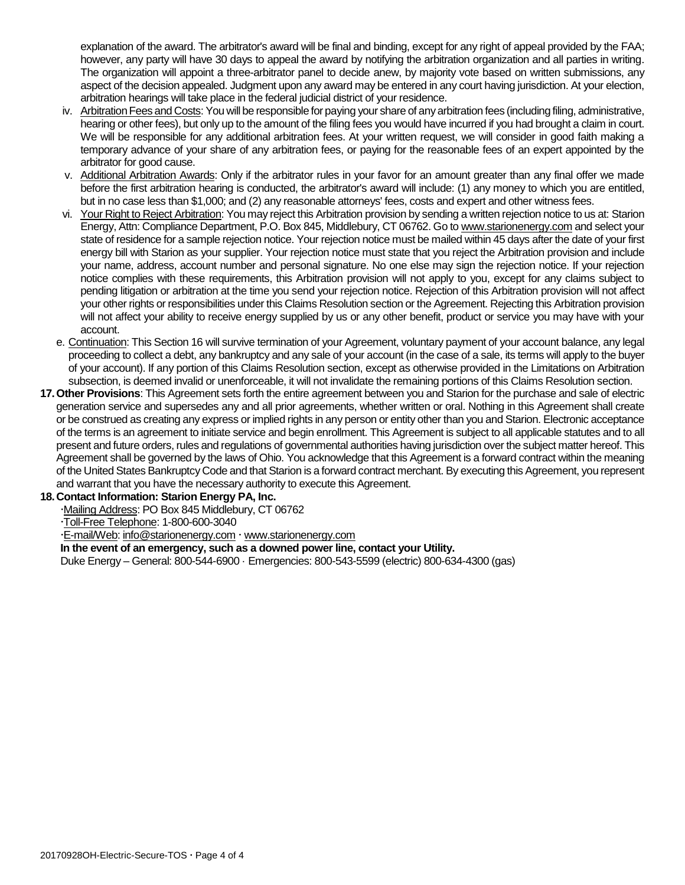explanation of the award. The arbitrator's award will be final and binding, except for any right of appeal provided by the FAA; however, any party will have 30 days to appeal the award by notifying the arbitration organization and all parties in writing. The organization will appoint a three-arbitrator panel to decide anew, by majority vote based on written submissions, any aspect of the decision appealed. Judgment upon any award may be entered in any court having jurisdiction. At your election, arbitration hearings will take place in the federal judicial district of your residence.

iv. Arbitration Fees and Costs: You will be responsible for paying your share of any arbitration fees (including filing, administrative, hearing or other fees), but only up to the amount of the filing fees you would have incurred if you had brought a claim in court. We will be responsible for any additional arbitration fees. At your written request, we will consider in good faith making a temporary advance of your share of any arbitration fees, or paying for the reasonable fees of an expert appointed by the arbitrator for good cause.

v. Additional Arbitration Awards: Only if the arbitrator rules in your favor for an amount greater than any final offer we made before the first arbitration hearing is conducted, the arbitrator's award will include: (1) any money to which you are entitled, but in no case less than $1,000; and (2) any reasonable attorneys' fees, costs and expert and other witness fees.

vi. Your Right to Reject Arbitration: You may reject this Arbitration provision by sending a written rejection notice to us at: Starion Energy, Attn: Compliance Department, P.O. Box 845, Middlebury, CT 06762. Go to www.starionenergy.com and select your state of residence for a sample rejection notice. Your rejection notice must be mailed within 45 days after the date of your first energy bill with Starion as your supplier. Your rejection notice must state that you reject the Arbitration provision and include your name, address, account number and personal signature. No one else may sign the rejection notice. If your rejection notice complies with these requirements, this Arbitration provision will not apply to you, except for any claims subject to pending litigation or arbitration at the time you send your rejection notice. Rejection of this Arbitration provision will not affect your other rights or responsibilities under this Claims Resolution section or the Agreement. Rejecting this Arbitration provision will not affect your ability to receive energy supplied by us or any other benefit, product or service you may have with your account.

e. Continuation: This Section 16 will survive termination of your Agreement, voluntary payment of your account balance, any legal proceeding to collect a debt, any bankruptcy and any sale of your account (in the case of a sale, its terms will apply to the buyer of your account). If any portion of this Claims Resolution section, except as otherwise provided in the Limitations on Arbitration subsection, is deemed invalid or unenforceable, it will not invalidate the remaining portions of this Claims Resolution section.

**17. Other Provisions**: This Agreement sets forth the entire agreement between you and Starion for the purchase and sale of electric generation service and supersedes any and all prior agreements, whether written or oral. Nothing in this Agreement shall create or be construed as creating any express or implied rights in any person or entity other than you and Starion. Electronic acceptance of the terms is an agreement to initiate service and begin enrollment. This Agreement is subject to all applicable statutes and to all present and future orders, rules and regulations of governmental authorities having jurisdiction over the subject matter hereof. This Agreement shall be governed by the laws of Ohio. You acknowledge that this Agreement is a forward contract within the meaning of the United States Bankruptcy Code and that Starion is a forward contract merchant. By executing this Agreement, you represent and warrant that you have the necessary authority to execute this Agreement.

**18. Contact Information: Starion Energy PA, Inc.**

·Mailing Address: PO Box 845 Middlebury, CT 06762

·Toll-Free Telephone: 1-800-600-3040

·E-mail/Web: info@starionenergy.com · www.starionenergy.com

**In the event of an emergency, such as a downed power line, contact your Utility.**

Duke Energy – General: 800-544-6900 · Emergencies: 800-543-5599 (electric) 800-634-4300 (gas)

20170928OH-Electric-Secure-TOS